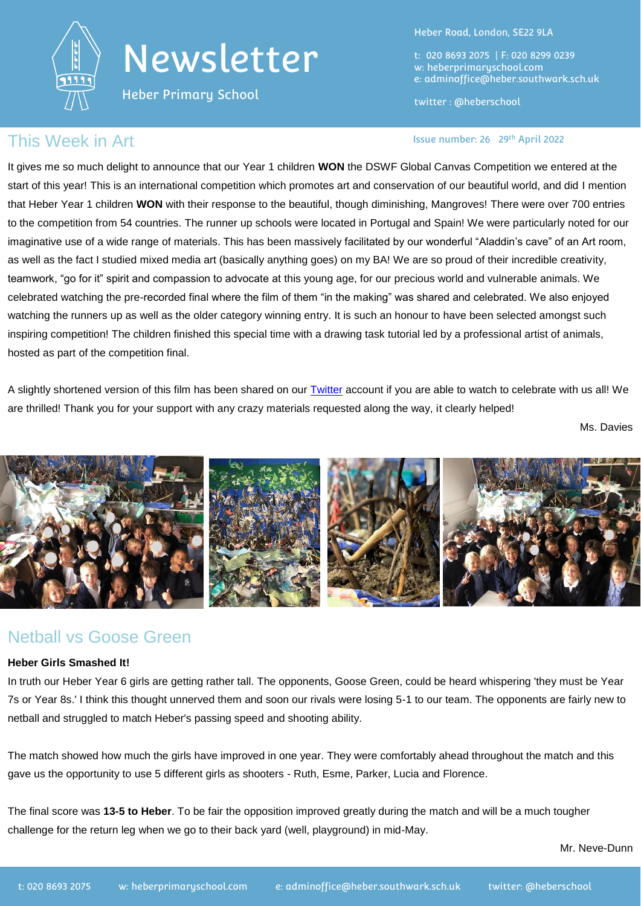# Newsletter

Heber Primary School

Heber Road, London, SE22 9LA

t: 020 8693 2075 | F: 020 8299 0239
w: heberprimaryschool.com
e: adminoffice@heber.southwark.sch.uk

twitter : @heberschool

Issue number: 26 29th April 2022

## This Week in Art

It gives me so much delight to announce that our Year 1 children **WON** the DSWF Global Canvas Competition we entered at the start of this year! This is an international competition which promotes art and conservation of our beautiful world, and did I mention that Heber Year 1 children **WON** with their response to the beautiful, though diminishing, Mangroves! There were over 700 entries to the competition from 54 countries. The runner up schools were located in Portugal and Spain! We were particularly noted for our imaginative use of a wide range of materials. This has been massively facilitated by our wonderful "Aladdin's cave" of an Art room, as well as the fact I studied mixed media art (basically anything goes) on my BA! We are so proud of their incredible creativity, teamwork, "go for it" spirit and compassion to advocate at this young age, for our precious world and vulnerable animals. We celebrated watching the pre-recorded final where the film of them "in the making" was shared and celebrated. We also enjoyed watching the runners up as well as the older category winning entry. It is such an honour to have been selected amongst such inspiring competition! The children finished this special time with a drawing task tutorial led by a professional artist of animals, hosted as part of the competition final.

A slightly shortened version of this film has been shared on our Twitter account if you are able to watch to celebrate with us all! We are thrilled! Thank you for your support with any crazy materials requested along the way, it clearly helped!

Ms. Davies

## Netball vs Goose Green

**Heber Girls Smashed It!**

In truth our Heber Year 6 girls are getting rather tall. The opponents, Goose Green, could be heard whispering 'they must be Year 7s or Year 8s.' I think this thought unnerved them and soon our rivals were losing 5-1 to our team. The opponents are fairly new to netball and struggled to match Heber's passing speed and shooting ability.

The match showed how much the girls have improved in one year. They were comfortably ahead throughout the match and this gave us the opportunity to use 5 different girls as shooters - Ruth, Esme, Parker, Lucia and Florence.

The final score was **13-5 to Heber**. To be fair the opposition improved greatly during the match and will be a much tougher challenge for the return leg when we go to their back yard (well, playground) in mid-May.

Mr. Neve-Dunn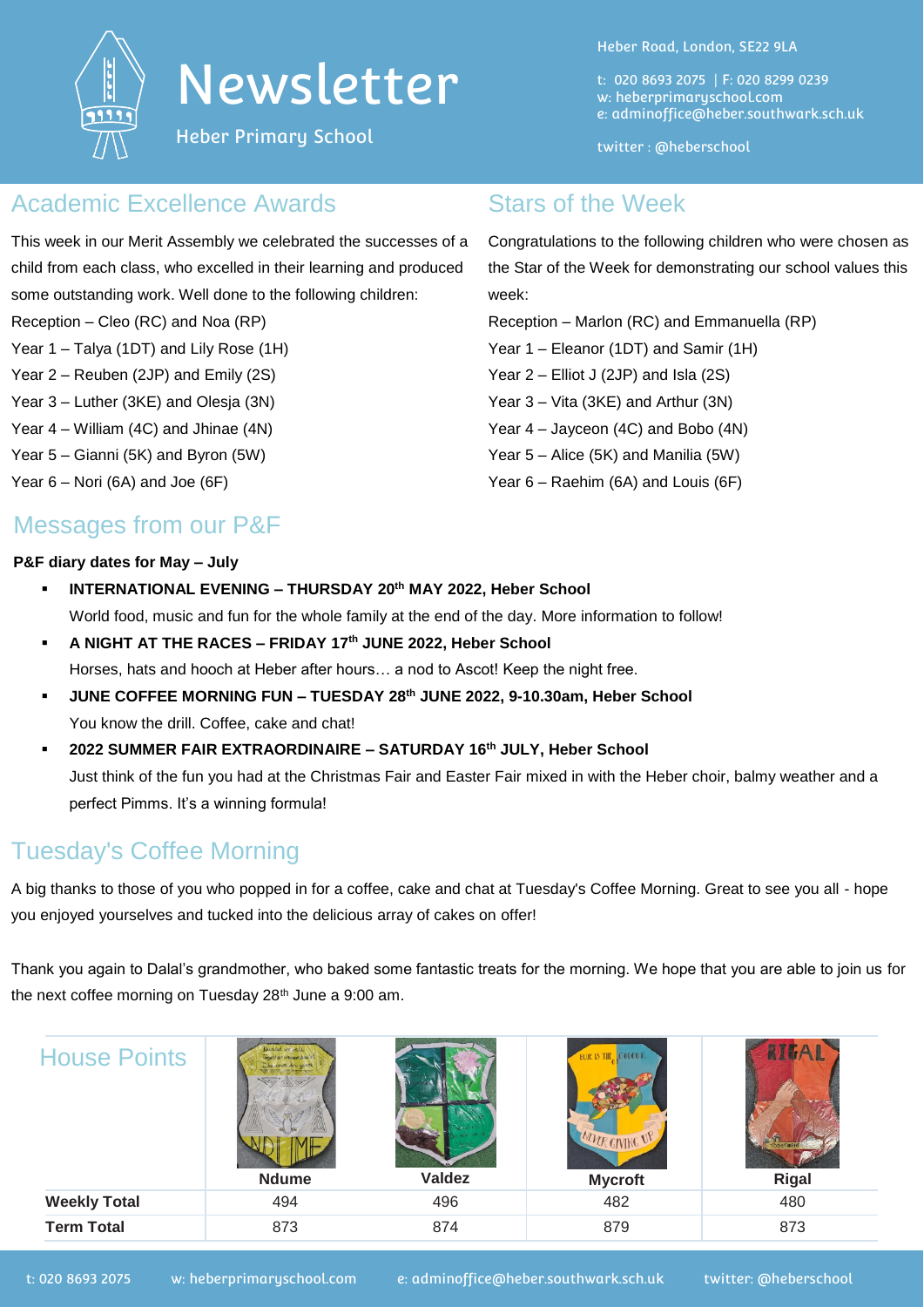# Newsletter

Heber Primary School

Heber Road, London, SE22 9LA

t: 020 8693 2075 | F: 020 8299 0239
w: heberprimaryschool.com
e: adminoffice@heber.southwark.sch.uk

twitter : @heberschool

## Academic Excellence Awards

This week in our Merit Assembly we celebrated the successes of a child from each class, who excelled in their learning and produced some outstanding work. Well done to the following children:

Reception – Cleo (RC) and Noa (RP)
Year 1 – Talya (1DT) and Lily Rose (1H)
Year 2 – Reuben (2JP) and Emily (2S)
Year 3 – Luther (3KE) and Olesja (3N)
Year 4 – William (4C) and Jhinae (4N)
Year 5 – Gianni (5K) and Byron (5W)
Year 6 – Nori (6A) and Joe (6F)

## Stars of the Week

Congratulations to the following children who were chosen as the Star of the Week for demonstrating our school values this week:

Reception – Marlon (RC) and Emmanuella (RP)
Year 1 – Eleanor (1DT) and Samir (1H)
Year 2 – Elliot J (2JP) and Isla (2S)
Year 3 – Vita (3KE) and Arthur (3N)
Year 4 – Jayceon (4C) and Bobo (4N)
Year 5 – Alice (5K) and Manilia (5W)
Year 6 – Raehim (6A) and Louis (6F)

## Messages from our P&F

**P&F diary dates for May – July**

- **INTERNATIONAL EVENING – THURSDAY 20th MAY 2022, Heber School**
  World food, music and fun for the whole family at the end of the day. More information to follow!
- **A NIGHT AT THE RACES – FRIDAY 17th JUNE 2022, Heber School**
  Horses, hats and hooch at Heber after hours… a nod to Ascot! Keep the night free.
- **JUNE COFFEE MORNING FUN – TUESDAY 28th JUNE 2022, 9-10.30am, Heber School**
  You know the drill. Coffee, cake and chat!
- **2022 SUMMER FAIR EXTRAORDINAIRE – SATURDAY 16th JULY, Heber School**
  Just think of the fun you had at the Christmas Fair and Easter Fair mixed in with the Heber choir, balmy weather and a perfect Pimms. It's a winning formula!

## Tuesday's Coffee Morning

A big thanks to those of you who popped in for a coffee, cake and chat at Tuesday's Coffee Morning. Great to see you all - hope you enjoyed yourselves and tucked into the delicious array of cakes on offer!

Thank you again to Dalal's grandmother, who baked some fantastic treats for the morning. We hope that you are able to join us for the next coffee morning on Tuesday 28th June a 9:00 am.

## House Points

| | Ndume | Valdez | Mycroft | Rigal |
|---|---|---|---|---|
| **Weekly Total** | 494 | 496 | 482 | 480 |
| **Term Total** | 873 | 874 | 879 | 873 |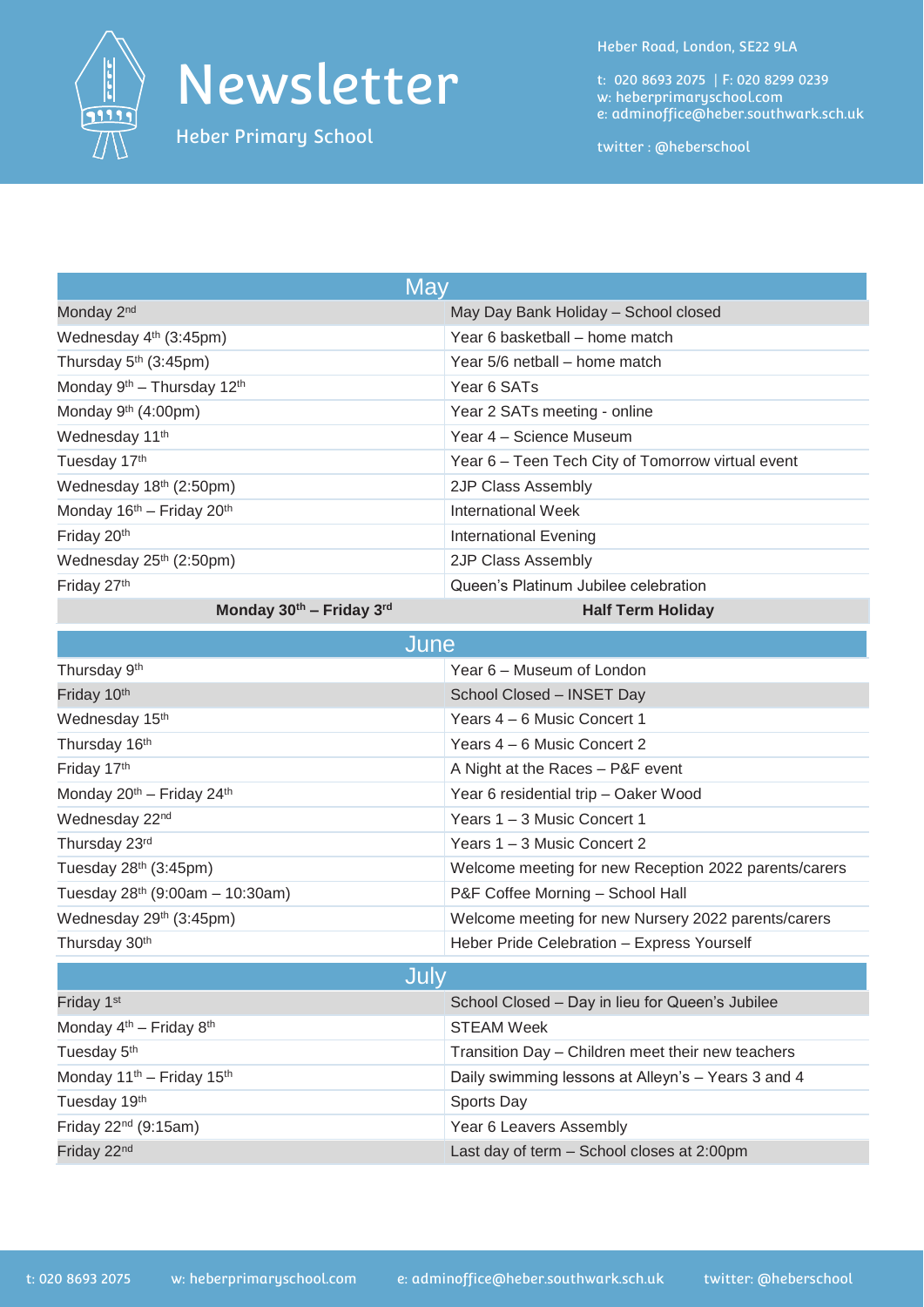# Newsletter

Heber Primary School

Heber Road, London, SE22 9LA

t: 020 8693 2075 | F: 020 8299 0239
w: heberprimaryschool.com
e: adminoffice@heber.southwark.sch.uk

twitter : @heberschool

| May | |
|---|---|
| Monday 2nd | May Day Bank Holiday – School closed |
| Wednesday 4th (3:45pm) | Year 6 basketball – home match |
| Thursday 5th (3:45pm) | Year 5/6 netball – home match |
| Monday 9th – Thursday 12th | Year 6 SATs |
| Monday 9th (4:00pm) | Year 2 SATs meeting - online |
| Wednesday 11th | Year 4 – Science Museum |
| Tuesday 17th | Year 6 – Teen Tech City of Tomorrow virtual event |
| Wednesday 18th (2:50pm) | 2JP Class Assembly |
| Monday 16th – Friday 20th | International Week |
| Friday 20th | International Evening |
| Wednesday 25th (2:50pm) | 2JP Class Assembly |
| Friday 27th | Queen's Platinum Jubilee celebration |
| **Monday 30th – Friday 3rd** | **Half Term Holiday** |

| June | |
|---|---|
| Thursday 9th | Year 6 – Museum of London |
| Friday 10th | School Closed – INSET Day |
| Wednesday 15th | Years 4 – 6 Music Concert 1 |
| Thursday 16th | Years 4 – 6 Music Concert 2 |
| Friday 17th | A Night at the Races – P&F event |
| Monday 20th – Friday 24th | Year 6 residential trip – Oaker Wood |
| Wednesday 22nd | Years 1 – 3 Music Concert 1 |
| Thursday 23rd | Years 1 – 3 Music Concert 2 |
| Tuesday 28th (3:45pm) | Welcome meeting for new Reception 2022 parents/carers |
| Tuesday 28th (9:00am – 10:30am) | P&F Coffee Morning – School Hall |
| Wednesday 29th (3:45pm) | Welcome meeting for new Nursery 2022 parents/carers |
| Thursday 30th | Heber Pride Celebration – Express Yourself |

| July | |
|---|---|
| Friday 1st | School Closed – Day in lieu for Queen's Jubilee |
| Monday 4th – Friday 8th | STEAM Week |
| Tuesday 5th | Transition Day – Children meet their new teachers |
| Monday 11th – Friday 15th | Daily swimming lessons at Alleyn's – Years 3 and 4 |
| Tuesday 19th | Sports Day |
| Friday 22nd (9:15am) | Year 6 Leavers Assembly |
| Friday 22nd | Last day of term – School closes at 2:00pm |